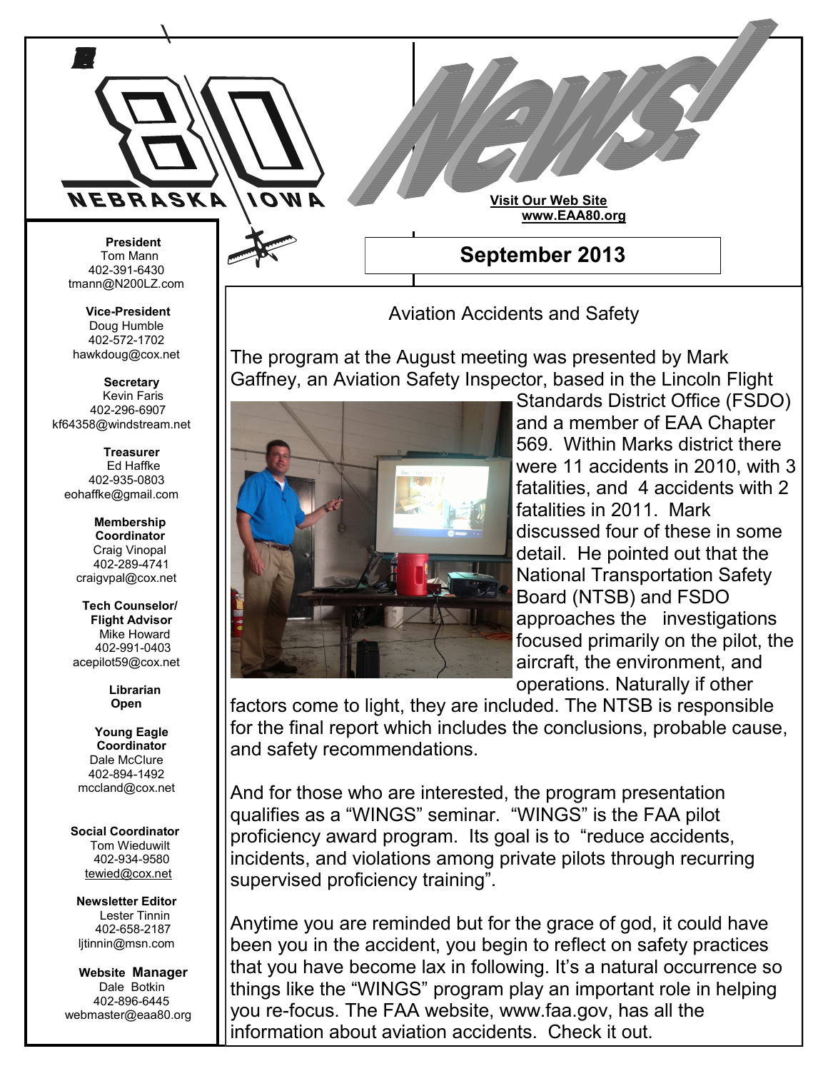# 80 NEBRASKA IOWA — News!

**Visit Our Web Site**
**www.EAA80.org**

## September 2013

**President**
Tom Mann
402-391-6430
tmann@N200LZ.com

**Vice-President**
Doug Humble
402-572-1702
hawkdoug@cox.net

**Secretary**
Kevin Faris
402-296-6907
kf64358@windstream.net

**Treasurer**
Ed Haffke
402-935-0803
eohaffke@gmail.com

**Membership Coordinator**
Craig Vinopal
402-289-4741
craigvpal@cox.net

**Tech Counselor/ Flight Advisor**
Mike Howard
402-991-0403
acepilot59@cox.net

**Librarian**
**Open**

**Young Eagle Coordinator**
Dale McClure
402-894-1492
mccland@cox.net

**Social Coordinator**
Tom Wieduwilt
402-934-9580
tewied@cox.net

**Newsletter Editor**
Lester Tinnin
402-658-2187
ljtinnin@msn.com

**Website Manager**
Dale Botkin
402-896-6445
webmaster@eaa80.org

### Aviation Accidents and Safety

The program at the August meeting was presented by Mark Gaffney, an Aviation Safety Inspector, based in the Lincoln Flight Standards District Office (FSDO) and a member of EAA Chapter 569. Within Marks district there were 11 accidents in 2010, with 3 fatalities, and 4 accidents with 2 fatalities in 2011. Mark discussed four of these in some detail. He pointed out that the National Transportation Safety Board (NTSB) and FSDO approaches the investigations focused primarily on the pilot, the aircraft, the environment, and operations. Naturally if other factors come to light, they are included. The NTSB is responsible for the final report which includes the conclusions, probable cause, and safety recommendations.

And for those who are interested, the program presentation qualifies as a "WINGS" seminar. "WINGS" is the FAA pilot proficiency award program. Its goal is to "reduce accidents, incidents, and violations among private pilots through recurring supervised proficiency training".

Anytime you are reminded but for the grace of god, it could have been you in the accident, you begin to reflect on safety practices that you have become lax in following. It's a natural occurrence so things like the "WINGS" program play an important role in helping you re-focus. The FAA website, www.faa.gov, has all the information about aviation accidents. Check it out.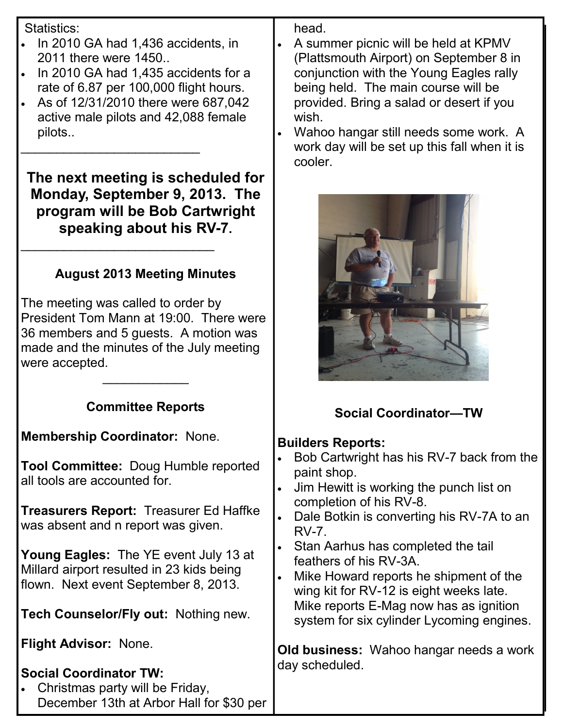Statistics:

- In 2010 GA had 1,436 accidents, in 2011 there were 1450..
- In 2010 GA had 1,435 accidents for a rate of 6.87 per 100,000 flight hours.
- As of 12/31/2010 there were 687,042 active male pilots and 42,088 female pilots..

---

**The next meeting is scheduled for Monday, September 9, 2013. The program will be Bob Cartwright speaking about his RV-7.**

---

### August 2013 Meeting Minutes

The meeting was called to order by President Tom Mann at 19:00. There were 36 members and 5 guests. A motion was made and the minutes of the July meeting were accepted.

---

### Committee Reports

**Membership Coordinator:** None.

**Tool Committee:** Doug Humble reported all tools are accounted for.

**Treasurers Report:** Treasurer Ed Haffke was absent and n report was given.

**Young Eagles:** The YE event July 13 at Millard airport resulted in 23 kids being flown. Next event September 8, 2013.

**Tech Counselor/Fly out:** Nothing new.

**Flight Advisor:** None.

**Social Coordinator TW:**

- Christmas party will be Friday, December 13th at Arbor Hall for $30 per head.
- A summer picnic will be held at KPMV (Plattsmouth Airport) on September 8 in conjunction with the Young Eagles rally being held. The main course will be provided. Bring a salad or desert if you wish.
- Wahoo hangar still needs some work. A work day will be set up this fall when it is cooler.

**Social Coordinator—TW**

**Builders Reports:**

- Bob Cartwright has his RV-7 back from the paint shop.
- Jim Hewitt is working the punch list on completion of his RV-8.
- Dale Botkin is converting his RV-7A to an RV-7.
- Stan Aarhus has completed the tail feathers of his RV-3A.
- Mike Howard reports he shipment of the wing kit for RV-12 is eight weeks late. Mike reports E-Mag now has as ignition system for six cylinder Lycoming engines.

**Old business:** Wahoo hangar needs a work day scheduled.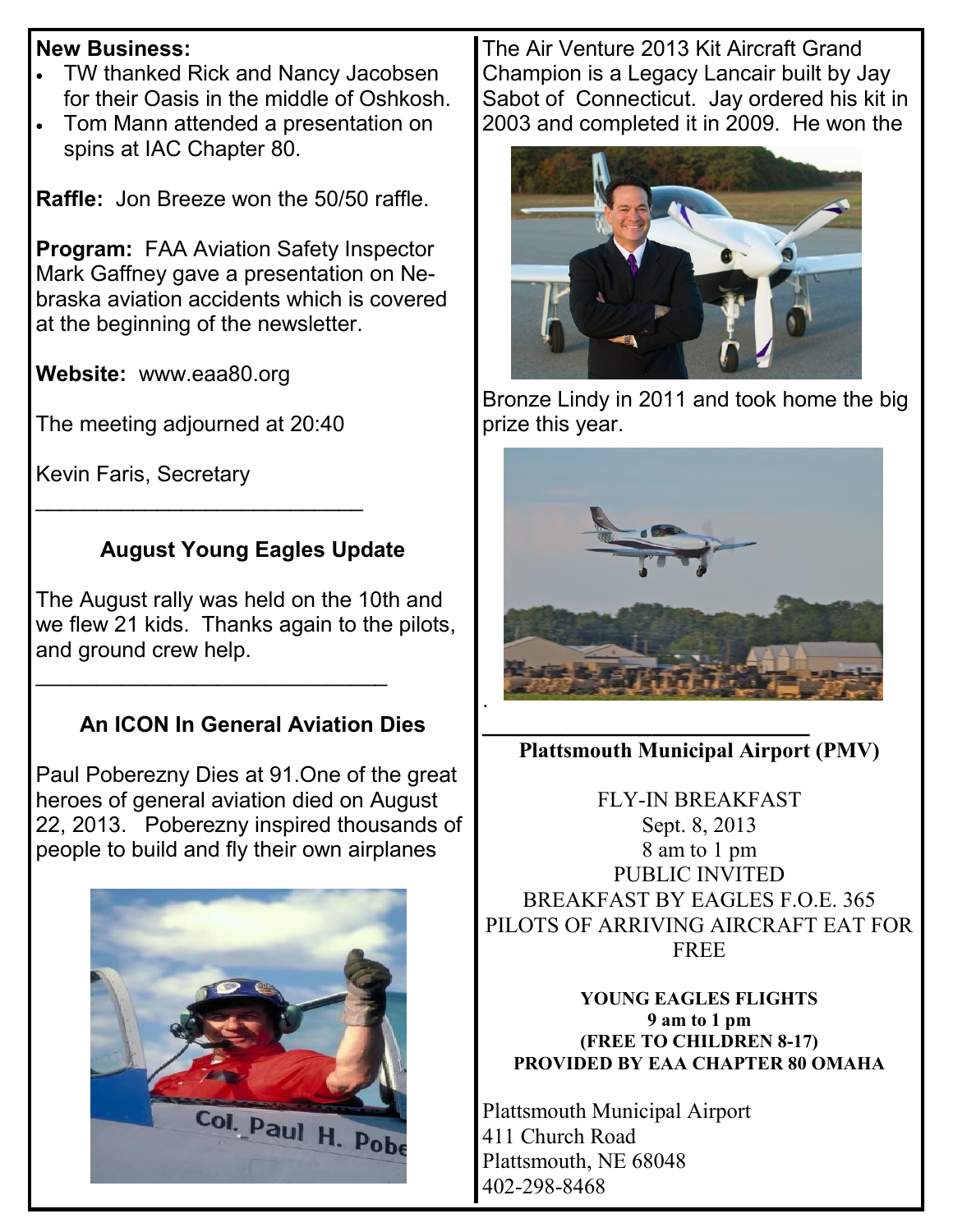**New Business:**

- TW thanked Rick and Nancy Jacobsen for their Oasis in the middle of Oshkosh.
- Tom Mann attended a presentation on spins at IAC Chapter 80.

**Raffle:** Jon Breeze won the 50/50 raffle.

**Program:** FAA Aviation Safety Inspector Mark Gaffney gave a presentation on Nebraska aviation accidents which is covered at the beginning of the newsletter.

**Website:** www.eaa80.org

The meeting adjourned at 20:40

Kevin Faris, Secretary

---

### August Young Eagles Update

The August rally was held on the 10th and we flew 21 kids. Thanks again to the pilots, and ground crew help.

---

### An ICON In General Aviation Dies

Paul Poberezny Dies at 91.One of the great heroes of general aviation died on August 22, 2013. Poberezny inspired thousands of people to build and fly their own airplanes

The Air Venture 2013 Kit Aircraft Grand Champion is a Legacy Lancair built by Jay Sabot of Connecticut. Jay ordered his kit in 2003 and completed it in 2009. He won the Bronze Lindy in 2011 and took home the big prize this year.

---

**Plattsmouth Municipal Airport (PMV)**

FLY-IN BREAKFAST
Sept. 8, 2013
8 am to 1 pm
PUBLIC INVITED
BREAKFAST BY EAGLES F.O.E. 365
PILOTS OF ARRIVING AIRCRAFT EAT FOR FREE

**YOUNG EAGLES FLIGHTS**
**9 am to 1 pm**
**(FREE TO CHILDREN 8-17)**
**PROVIDED BY EAA CHAPTER 80 OMAHA**

Plattsmouth Municipal Airport
411 Church Road
Plattsmouth, NE 68048
402-298-8468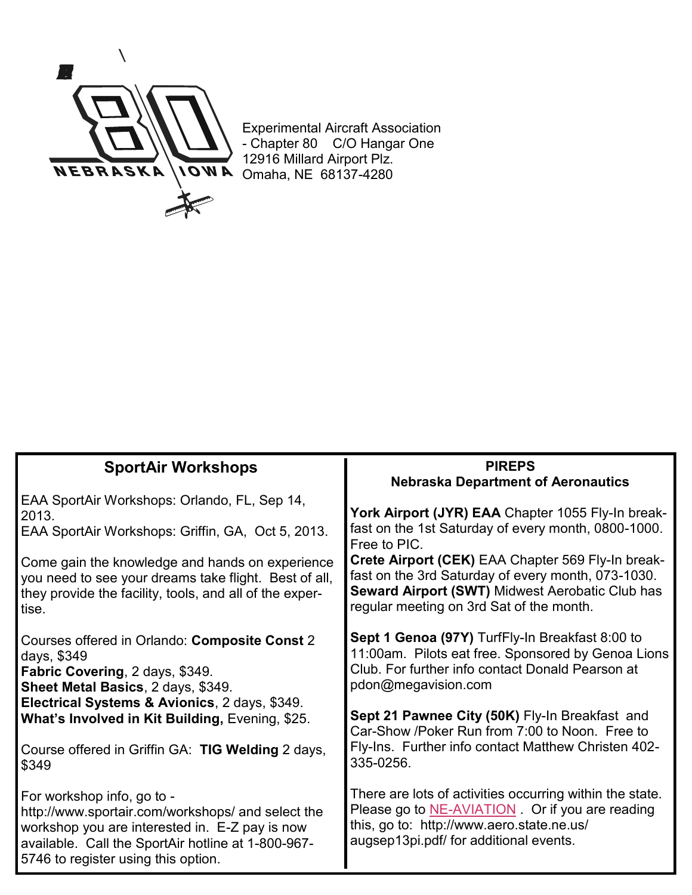Experimental Aircraft Association
- Chapter 80 C/O Hangar One
12916 Millard Airport Plz.
Omaha, NE 68137-4280

## SportAir Workshops

EAA SportAir Workshops: Orlando, FL, Sep 14, 2013.
EAA SportAir Workshops: Griffin, GA, Oct 5, 2013.

Come gain the knowledge and hands on experience you need to see your dreams take flight. Best of all, they provide the facility, tools, and all of the expertise.

Courses offered in Orlando: **Composite Const** 2 days, $349
**Fabric Covering**, 2 days, $349.
**Sheet Metal Basics**, 2 days, $349.
**Electrical Systems & Avionics**, 2 days, $349.
**What's Involved in Kit Building,** Evening, $25.

Course offered in Griffin GA: **TIG Welding** 2 days, $349

For workshop info, go to - http://www.sportair.com/workshops/ and select the workshop you are interested in. E-Z pay is now available. Call the SportAir hotline at 1-800-967-5746 to register using this option.

## PIREPS
### Nebraska Department of Aeronautics

**York Airport (JYR) EAA** Chapter 1055 Fly-In breakfast on the 1st Saturday of every month, 0800-1000. Free to PIC.
**Crete Airport (CEK)** EAA Chapter 569 Fly-In breakfast on the 3rd Saturday of every month, 073-1030.
**Seward Airport (SWT)** Midwest Aerobatic Club has regular meeting on 3rd Sat of the month.

**Sept 1 Genoa (97Y)** TurfFly-In Breakfast 8:00 to 11:00am. Pilots eat free. Sponsored by Genoa Lions Club. For further info contact Donald Pearson at pdon@megavision.com

**Sept 21 Pawnee City (50K)** Fly-In Breakfast and Car-Show /Poker Run from 7:00 to Noon. Free to Fly-Ins. Further info contact Matthew Christen 402-335-0256.

There are lots of activities occurring within the state. Please go to NE-AVIATION . Or if you are reading this, go to: http://www.aero.state.ne.us/augsep13pi.pdf/ for additional events.